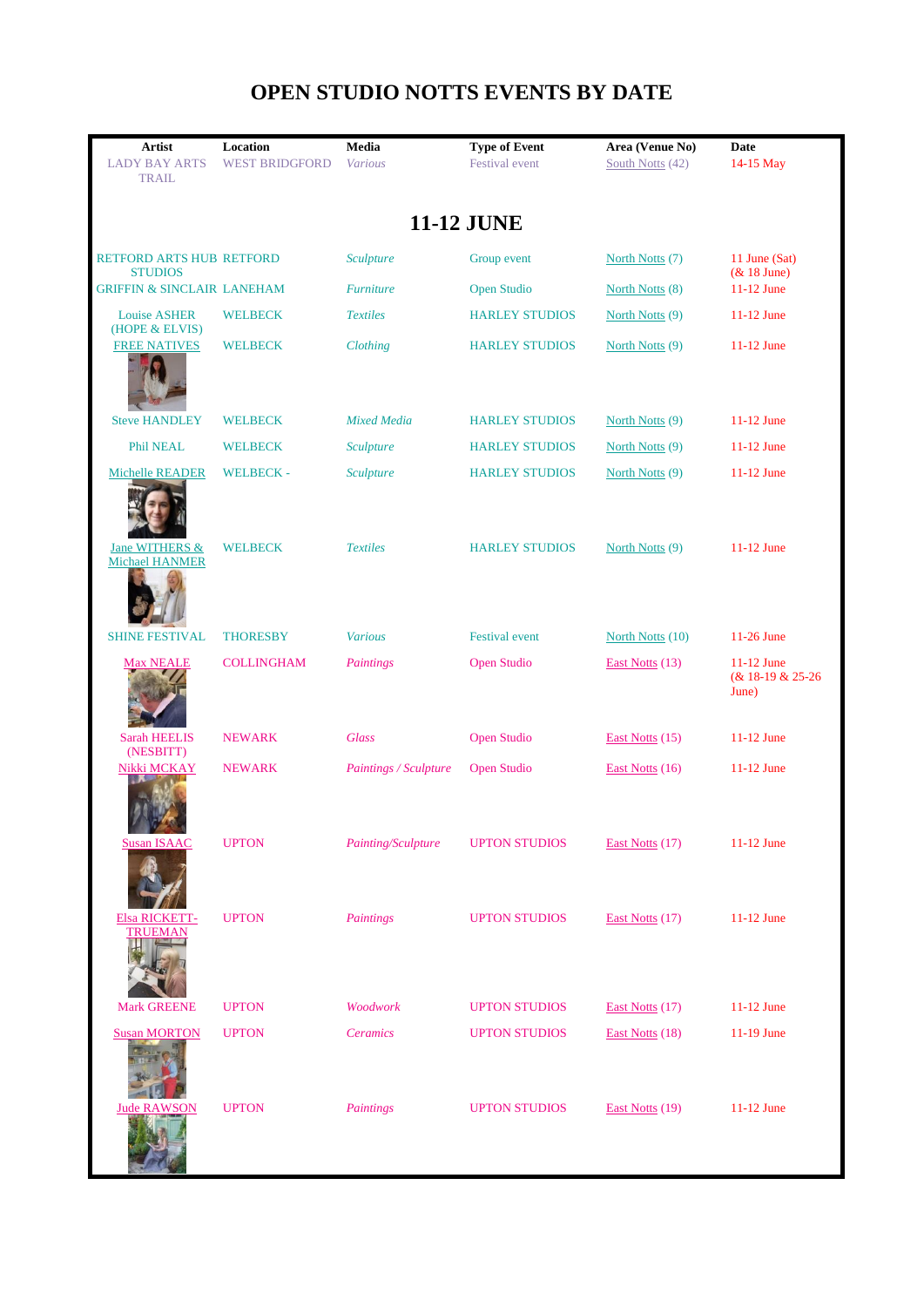# OPEN STUDIO NOTTS EVENTS BY DATE

| Artist | Location | Media | Type of Event | Area (Venue No) | Date |
|---|---|---|---|---|---|
| LADY BAY ARTS TRAIL | WEST BRIDGFORD | *Various* | Festival event | South Notts (42) | 14-15 May |
| **11-12 JUNE** | | | | | |
| RETFORD ARTS HUB STUDIOS | RETFORD | *Sculpture* | Group event | North Notts (7) | 11 June (Sat) (& 18 June) |
| GRIFFIN & SINCLAIR | LANEHAM | *Furniture* | Open Studio | North Notts (8) | 11-12 June |
| Louise ASHER (HOPE & ELVIS) | WELBECK | *Textiles* | HARLEY STUDIOS | North Notts (9) | 11-12 June |
| FREE NATIVES | WELBECK | *Clothing* | HARLEY STUDIOS | North Notts (9) | 11-12 June |
| Steve HANDLEY | WELBECK | *Mixed Media* | HARLEY STUDIOS | North Notts (9) | 11-12 June |
| Phil NEAL | WELBECK | *Sculpture* | HARLEY STUDIOS | North Notts (9) | 11-12 June |
| Michelle READER | WELBECK - | *Sculpture* | HARLEY STUDIOS | North Notts (9) | 11-12 June |
| Jane WITHERS & Michael HANMER | WELBECK | *Textiles* | HARLEY STUDIOS | North Notts (9) | 11-12 June |
| SHINE FESTIVAL | THORESBY | *Various* | Festival event | North Notts (10) | 11-26 June |
| Max NEALE | COLLINGHAM | *Paintings* | Open Studio | East Notts (13) | 11-12 June (& 18-19 & 25-26 June) |
| Sarah HEELIS (NESBITT) | NEWARK | *Glass* | Open Studio | East Notts (15) | 11-12 June |
| Nikki MCKAY | NEWARK | *Paintings / Sculpture* | Open Studio | East Notts (16) | 11-12 June |
| Susan ISAAC | UPTON | *Painting/Sculpture* | UPTON STUDIOS | East Notts (17) | 11-12 June |
| Elsa RICKETT-TRUEMAN | UPTON | *Paintings* | UPTON STUDIOS | East Notts (17) | 11-12 June |
| Mark GREENE | UPTON | *Woodwork* | UPTON STUDIOS | East Notts (17) | 11-12 June |
| Susan MORTON | UPTON | *Ceramics* | UPTON STUDIOS | East Notts (18) | 11-19 June |
| Jude RAWSON | UPTON | *Paintings* | UPTON STUDIOS | East Notts (19) | 11-12 June |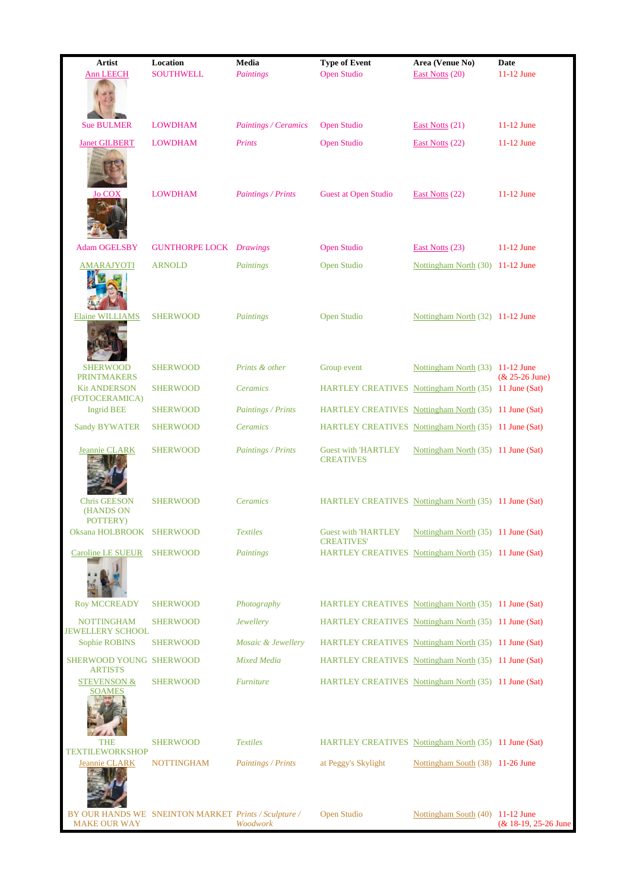| Artist | Location | Media | Type of Event | Area (Venue No) | Date |
| --- | --- | --- | --- | --- | --- |
| Ann LEECH | SOUTHWELL | *Paintings* | Open Studio | East Notts (20) | 11-12 June |
| Sue BULMER | LOWDHAM | *Paintings / Ceramics* | Open Studio | East Notts (21) | 11-12 June |
| Janet GILBERT | LOWDHAM | *Prints* | Open Studio | East Notts (22) | 11-12 June |
| Jo COX | LOWDHAM | *Paintings / Prints* | Guest at Open Studio | East Notts (22) | 11-12 June |
| Adam OGELSBY | GUNTHORPE LOCK | *Drawings* | Open Studio | East Notts (23) | 11-12 June |
| AMARAJYOTI | ARNOLD | *Paintings* | Open Studio | Nottingham North (30) | 11-12 June |
| Elaine WILLIAMS | SHERWOOD | *Paintings* | Open Studio | Nottingham North (32) | 11-12 June |
| SHERWOOD PRINTMAKERS | SHERWOOD | *Prints & other* | Group event | Nottingham North (33) | 11-12 June (& 25-26 June) |
| Kit ANDERSON (FOTOCERAMICA) | SHERWOOD | *Ceramics* | HARTLEY CREATIVES | Nottingham North (35) | 11 June (Sat) |
| Ingrid BEE | SHERWOOD | *Paintings / Prints* | HARTLEY CREATIVES | Nottingham North (35) | 11 June (Sat) |
| Sandy BYWATER | SHERWOOD | *Ceramics* | HARTLEY CREATIVES | Nottingham North (35) | 11 June (Sat) |
| Jeannie CLARK | SHERWOOD | *Paintings / Prints* | Guest with 'HARTLEY CREATIVES | Nottingham North (35) | 11 June (Sat) |
| Chris GEESON (HANDS ON POTTERY) | SHERWOOD | *Ceramics* | HARTLEY CREATIVES | Nottingham North (35) | 11 June (Sat) |
| Oksana HOLBROOK | SHERWOOD | *Textiles* | Guest with 'HARTLEY CREATIVES' | Nottingham North (35) | 11 June (Sat) |
| Caroline LE SUEUR | SHERWOOD | *Paintings* | HARTLEY CREATIVES | Nottingham North (35) | 11 June (Sat) |
| Roy MCCREADY | SHERWOOD | *Photography* | HARTLEY CREATIVES | Nottingham North (35) | 11 June (Sat) |
| NOTTINGHAM JEWELLERY SCHOOL | SHERWOOD | *Jewellery* | HARTLEY CREATIVES | Nottingham North (35) | 11 June (Sat) |
| Sophie ROBINS | SHERWOOD | *Mosaic & Jewellery* | HARTLEY CREATIVES | Nottingham North (35) | 11 June (Sat) |
| SHERWOOD YOUNG ARTISTS | SHERWOOD | *Mixed Media* | HARTLEY CREATIVES | Nottingham North (35) | 11 June (Sat) |
| STEVENSON & SOAMES | SHERWOOD | *Furniture* | HARTLEY CREATIVES | Nottingham North (35) | 11 June (Sat) |
| THE TEXTILEWORKSHOP | SHERWOOD | *Textiles* | HARTLEY CREATIVES | Nottingham North (35) | 11 June (Sat) |
| Jeannie CLARK | NOTTINGHAM | *Paintings / Prints* | at Peggy's Skylight | Nottingham South (38) | 11-26 June |
| BY OUR HANDS WE MAKE OUR WAY | SNEINTON MARKET | *Prints / Sculpture / Woodwork* | Open Studio | Nottingham South (40) | 11-12 June (& 18-19, 25-26 June |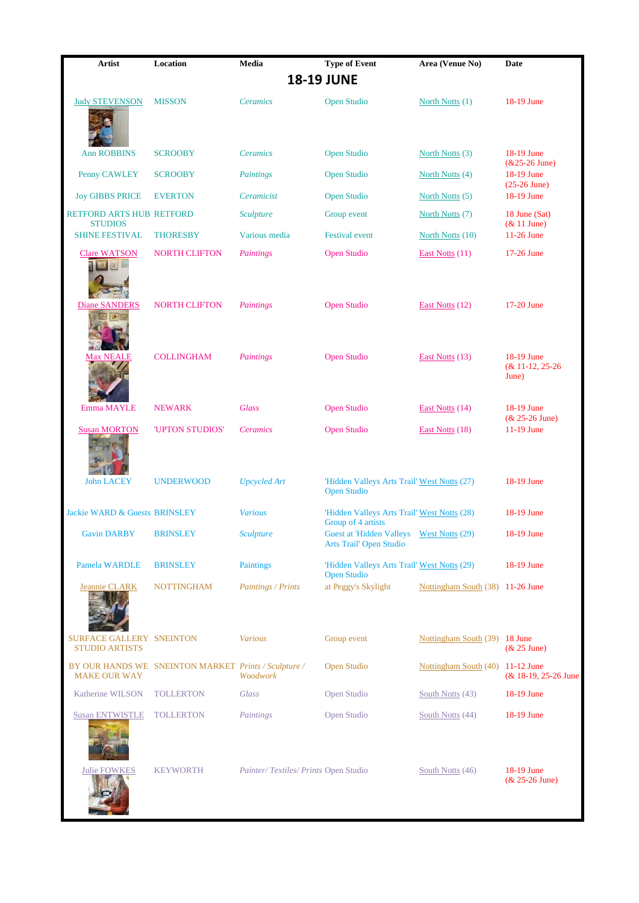| Artist | Location | Media | Type of Event | Area (Venue No) | Date |
|---|---|---|---|---|---|
| **18-19 JUNE** | | | | | |
| Judy STEVENSON | MISSON | *Ceramics* | Open Studio | North Notts (1) | 18-19 June |
| Ann ROBBINS | SCROOBY | *Ceramics* | Open Studio | North Notts (3) | 18-19 June (&25-26 June) |
| Penny CAWLEY | SCROOBY | *Paintings* | Open Studio | North Notts (4) | 18-19 June (25-26 June) |
| Joy GIBBS PRICE | EVERTON | *Ceramicist* | Open Studio | North Notts (5) | 18-19 June |
| RETFORD ARTS HUB STUDIOS | RETFORD | *Sculpture* | Group event | North Notts (7) | 18 June (Sat) (& 11 June) |
| SHINE FESTIVAL | THORESBY | Various media | Festival event | North Notts (10) | 11-26 June |
| Clare WATSON | NORTH CLIFTON | *Paintings* | Open Studio | East Notts (11) | 17-26 June |
| Diane SANDERS | NORTH CLIFTON | *Paintings* | Open Studio | East Notts (12) | 17-20 June |
| Max NEALE | COLLINGHAM | *Paintings* | Open Studio | East Notts (13) | 18-19 June (& 11-12, 25-26 June) |
| Emma MAYLE | NEWARK | *Glass* | Open Studio | East Notts (14) | 18-19 June (& 25-26 June) |
| Susan MORTON | 'UPTON STUDIOS' | *Ceramics* | Open Studio | East Notts (18) | 11-19 June |
| John LACEY | UNDERWOOD | *Upcycled Art* | 'Hidden Valleys Arts Trail' Open Studio | West Notts (27) | 18-19 June |
| Jackie WARD & Guests | BRINSLEY | *Various* | 'Hidden Valleys Arts Trail' Group of 4 artists | West Notts (28) | 18-19 June |
| Gavin DARBY | BRINSLEY | *Sculpture* | Guest at 'Hidden Valleys Arts Trail' Open Studio | West Notts (29) | 18-19 June |
| Pamela WARDLE | BRINSLEY | Paintings | 'Hidden Valleys Arts Trail' Open Studio | West Notts (29) | 18-19 June |
| Jeannie CLARK | NOTTINGHAM | *Paintings / Prints* | at Peggy's Skylight | Nottingham South (38) | 11-26 June |
| SURFACE GALLERY STUDIO ARTISTS | SNEINTON | *Various* | Group event | Nottingham South (39) | 18 June (& 25 June) |
| BY OUR HANDS WE MAKE OUR WAY | SNEINTON MARKET | *Prints / Sculpture / Woodwork* | Open Studio | Nottingham South (40) | 11-12 June (& 18-19, 25-26 June |
| Katherine WILSON | TOLLERTON | *Glass* | Open Studio | South Notts (43) | 18-19 June |
| Susan ENTWISTLE | TOLLERTON | *Paintings* | Open Studio | South Notts (44) | 18-19 June |
| Julie FOWKES | KEYWORTH | *Painter/ Textiles/ Prints* | Open Studio | South Notts (46) | 18-19 June (& 25-26 June) |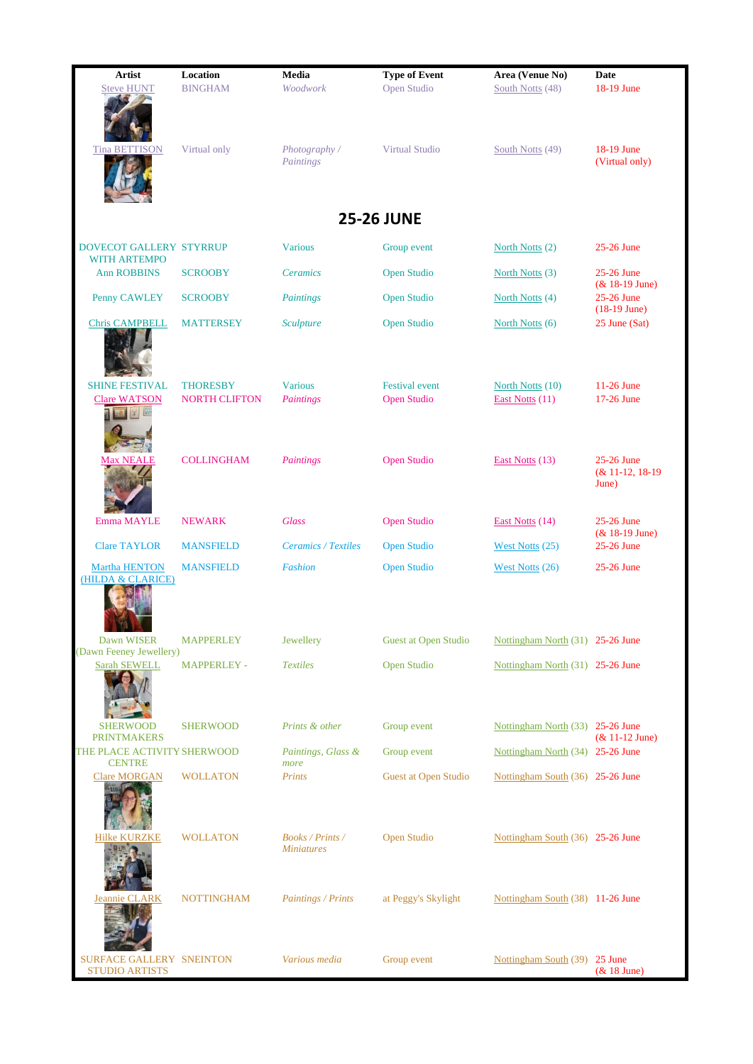| Artist | Location | Media | Type of Event | Area (Venue No) | Date |
|---|---|---|---|---|---|
| Steve HUNT | BINGHAM | *Woodwork* | Open Studio | South Notts (48) | 18-19 June |
| Tina BETTISON | Virtual only | *Photography / Paintings* | Virtual Studio | South Notts (49) | 18-19 June (Virtual only) |

## 25-26 JUNE

| Artist | Location | Media | Type of Event | Area (Venue No) | Date |
|---|---|---|---|---|---|
| DOVECOT GALLERY WITH ARTEMPO | STYRRUP | Various | Group event | North Notts (2) | 25-26 June |
| Ann ROBBINS | SCROOBY | *Ceramics* | Open Studio | North Notts (3) | 25-26 June (& 18-19 June) |
| Penny CAWLEY | SCROOBY | *Paintings* | Open Studio | North Notts (4) | 25-26 June (18-19 June) |
| Chris CAMPBELL | MATTERSEY | *Sculpture* | Open Studio | North Notts (6) | 25 June (Sat) |
| SHINE FESTIVAL | THORESBY | Various | Festival event | North Notts (10) | 11-26 June |
| Clare WATSON | NORTH CLIFTON | *Paintings* | Open Studio | East Notts (11) | 17-26 June |
| Max NEALE | COLLINGHAM | *Paintings* | Open Studio | East Notts (13) | 25-26 June (& 11-12, 18-19 June) |
| Emma MAYLE | NEWARK | *Glass* | Open Studio | East Notts (14) | 25-26 June (& 18-19 June) |
| Clare TAYLOR | MANSFIELD | *Ceramics / Textiles* | Open Studio | West Notts (25) | 25-26 June |
| Martha HENTON (HILDA & CLARICE) | MANSFIELD | *Fashion* | Open Studio | West Notts (26) | 25-26 June |
| Dawn WISER (Dawn Feeney Jewellery) | MAPPERLEY | Jewellery | Guest at Open Studio | Nottingham North (31) | 25-26 June |
| Sarah SEWELL | MAPPERLEY - | *Textiles* | Open Studio | Nottingham North (31) | 25-26 June |
| SHERWOOD PRINTMAKERS | SHERWOOD | *Prints & other* | Group event | Nottingham North (33) | 25-26 June (& 11-12 June) |
| THE PLACE ACTIVITY CENTRE | SHERWOOD | *Paintings, Glass & more* | Group event | Nottingham North (34) | 25-26 June |
| Clare MORGAN | WOLLATON | *Prints* | Guest at Open Studio | Nottingham South (36) | 25-26 June |
| Hilke KURZKE | WOLLATON | *Books / Prints / Miniatures* | Open Studio | Nottingham South (36) | 25-26 June |
| Jeannie CLARK | NOTTINGHAM | *Paintings / Prints* | at Peggy's Skylight | Nottingham South (38) | 11-26 June |
| SURFACE GALLERY STUDIO ARTISTS | SNEINTON | *Various media* | Group event | Nottingham South (39) | 25 June (& 18 June) |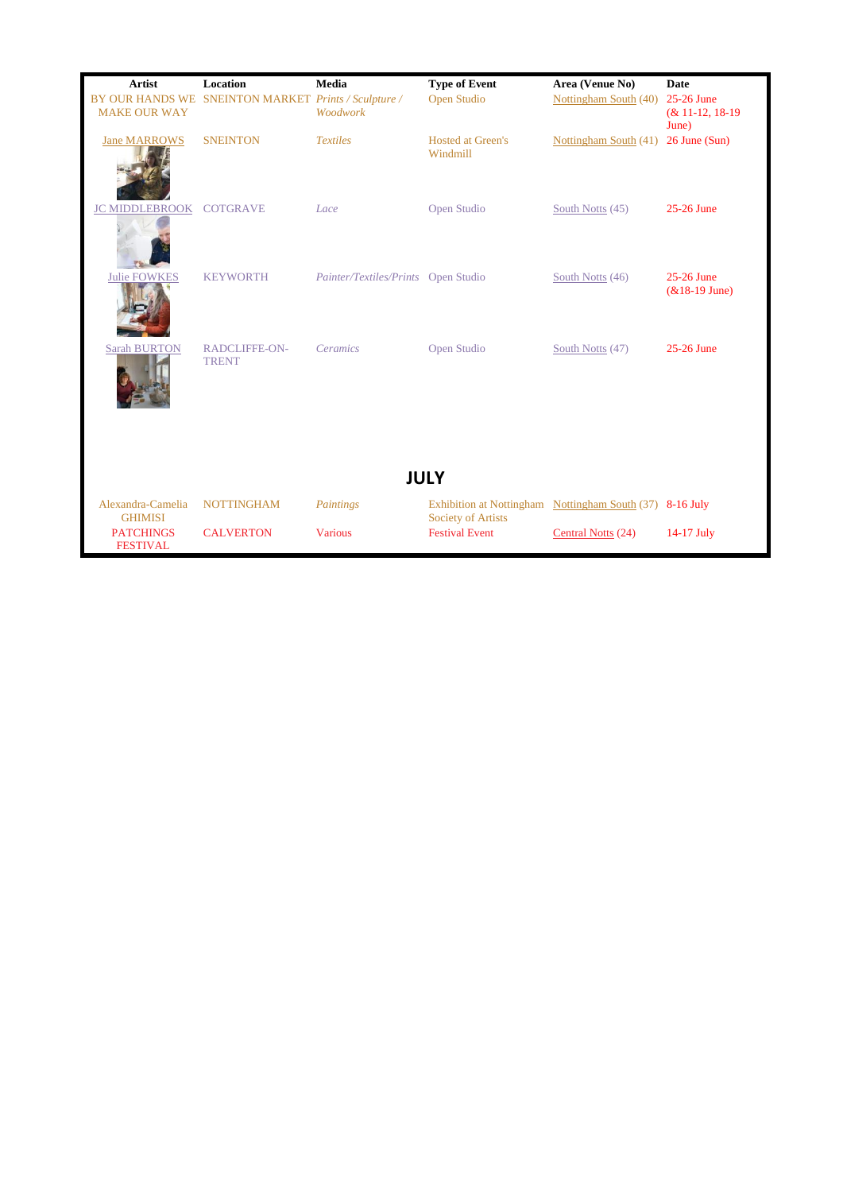| Artist | Location | Media | Type of Event | Area (Venue No) | Date |
|---|---|---|---|---|---|
| BY OUR HANDS WE MAKE OUR WAY | SNEINTON MARKET | *Prints / Sculpture / Woodwork* | Open Studio | Nottingham South (40) | 25-26 June (& 11-12, 18-19 June) |
| Jane MARROWS | SNEINTON | *Textiles* | Hosted at Green's Windmill | Nottingham South (41) | 26 June (Sun) |
| JC MIDDLEBROOK | COTGRAVE | *Lace* | Open Studio | South Notts (45) | 25-26 June |
| Julie FOWKES | KEYWORTH | *Painter/Textiles/Prints* | Open Studio | South Notts (46) | 25-26 June (&18-19 June) |
| Sarah BURTON | RADCLIFFE-ON-TRENT | *Ceramics* | Open Studio | South Notts (47) | 25-26 June |
| **JULY** | | | | | |
| Alexandra-Camelia GHIMISI | NOTTINGHAM | *Paintings* | Exhibition at Nottingham Society of Artists | Nottingham South (37) | 8-16 July |
| PATCHINGS FESTIVAL | CALVERTON | Various | Festival Event | Central Notts (24) | 14-17 July |